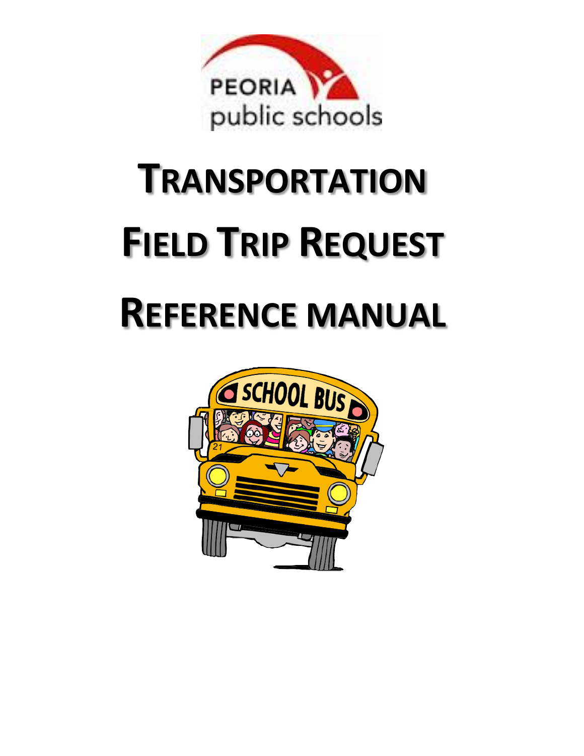# TRANSPORTATION FIELD TRIP REQUEST REFERENCE MANUAL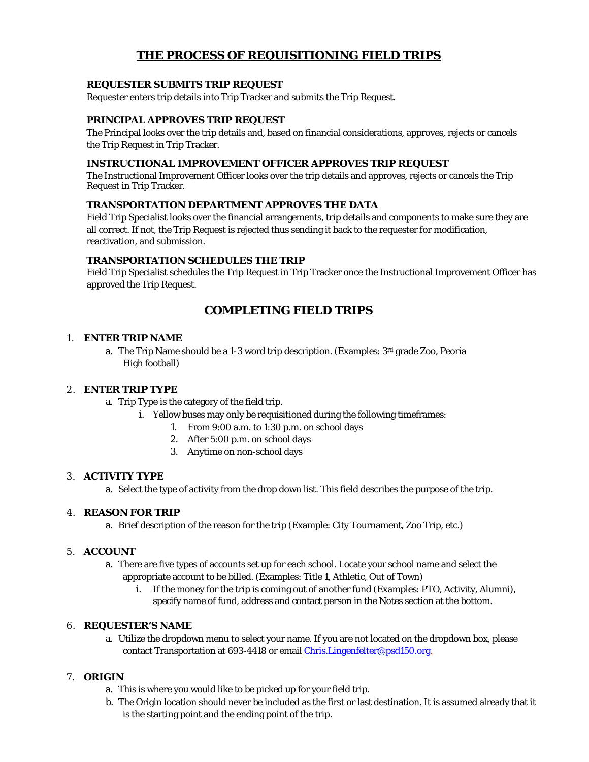## THE PROCESS OF REQUISITIONING FIELD TRIPS

### REQUESTER SUBMITS TRIP REQUEST

Requester enters trip details into Trip Tracker and submits the Trip Request.

### PRINCIPAL APPROVES TRIP REQUEST

The Principal looks over the trip details and, based on financial considerations, approves, rejects or cancels the Trip Request in Trip Tracker.

### INSTRUCTIONAL IMPROVEMENT OFFICER APPROVES TRIP REQUEST

The Instructional Improvement Officer looks over the trip details and approves, rejects or cancels the Trip Request in Trip Tracker.

### TRANSPORTATION DEPARTMENT APPROVES THE DATA

Field Trip Specialist looks over the financial arrangements, trip details and components to make sure they are all correct. If not, the Trip Request is rejected thus sending it back to the requester for modification, reactivation, and submission.

### TRANSPORTATION SCHEDULES THE TRIP

Field Trip Specialist schedules the Trip Request in Trip Tracker once the Instructional Improvement Officer has approved the Trip Request.

## COMPLETING FIELD TRIPS

1. **ENTER TRIP NAME**
   a. The Trip Name should be a 1-3 word trip description. (Examples: 3rd grade Zoo, Peoria High football)

2. **ENTER TRIP TYPE**
   a. Trip Type is the category of the field trip.
      i. Yellow buses may only be requisitioned during the following timeframes:
         1. From 9:00 a.m. to 1:30 p.m. on school days
         2. After 5:00 p.m. on school days
         3. Anytime on non-school days

3. **ACTIVITY TYPE**
   a. Select the type of activity from the drop down list. This field describes the purpose of the trip.

4. **REASON FOR TRIP**
   a. Brief description of the reason for the trip (Example: City Tournament, Zoo Trip, etc.)

5. **ACCOUNT**
   a. There are five types of accounts set up for each school. Locate your school name and select the appropriate account to be billed. (Examples: Title 1, Athletic, Out of Town)
      i. If the money for the trip is coming out of another fund (Examples: PTO, Activity, Alumni), specify name of fund, address and contact person in the Notes section at the bottom.

6. **REQUESTER'S NAME**
   a. Utilize the dropdown menu to select your name. If you are not located on the dropdown box, please contact Transportation at 693-4418 or email Chris.Lingenfelter@psd150.org.

7. **ORIGIN**
   a. This is where you would like to be picked up for your field trip.
   b. The Origin location should never be included as the first or last destination. It is assumed already that it is the starting point and the ending point of the trip.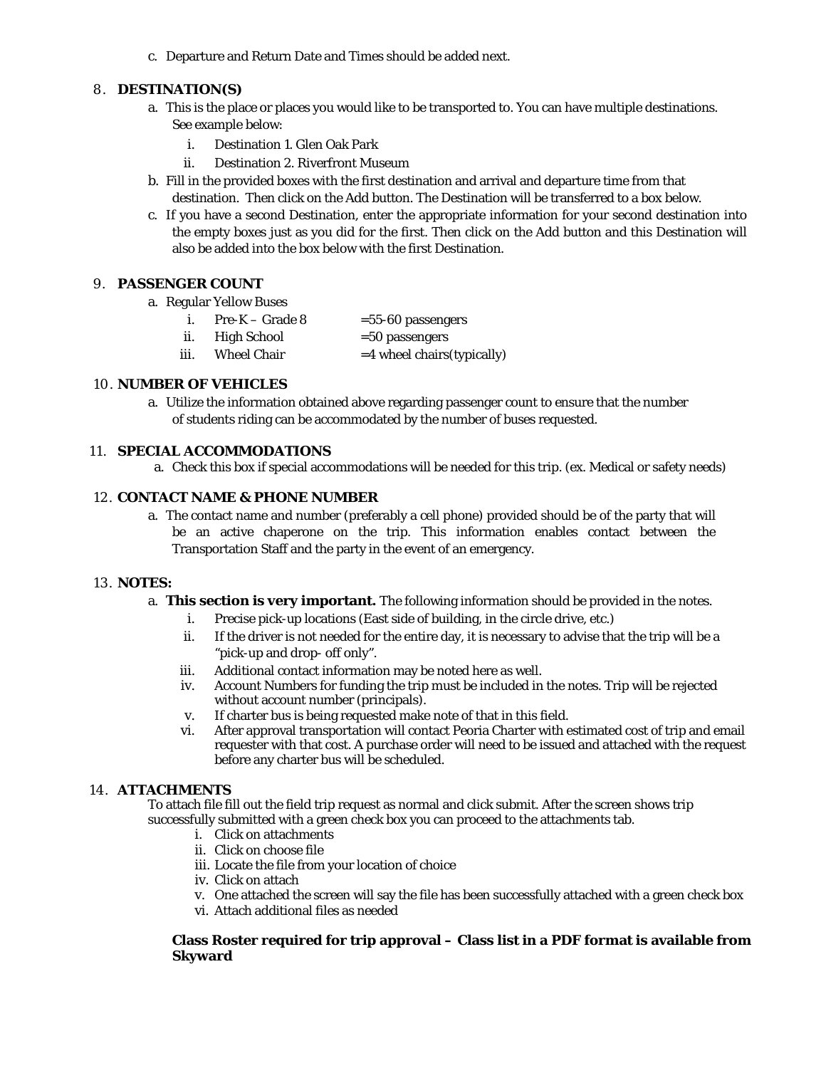c. Departure and Return Date and Times should be added next.

8. **DESTINATION(S)**
   a. This is the place or places you would like to be transported to. You can have multiple destinations. See example below:
      i. Destination 1. Glen Oak Park
      ii. Destination 2. Riverfront Museum
   b. Fill in the provided boxes with the first destination and arrival and departure time from that destination. Then click on the Add button. The Destination will be transferred to a box below.
   c. If you have a second Destination, enter the appropriate information for your second destination into the empty boxes just as you did for the first. Then click on the Add button and this Destination will also be added into the box below with the first Destination.

9. **PASSENGER COUNT**
   a. Regular Yellow Buses
      i. Pre-K – Grade 8 =55-60 passengers
      ii. High School =50 passengers
      iii. Wheel Chair =4 wheel chairs(typically)

10. **NUMBER OF VEHICLES**
    a. Utilize the information obtained above regarding passenger count to ensure that the number of students riding can be accommodated by the number of buses requested.

11. **SPECIAL ACCOMMODATIONS**
    a. Check this box if special accommodations will be needed for this trip. (ex. Medical or safety needs)

12. **CONTACT NAME & PHONE NUMBER**
    a. The contact name and number (preferably a cell phone) provided should be of the party that will be an active chaperone on the trip. This information enables contact between the Transportation Staff and the party in the event of an emergency.

13. **NOTES:**
    a. **This section is very important.** The following information should be provided in the notes.
       i. Precise pick-up locations (East side of building, in the circle drive, etc.)
       ii. If the driver is not needed for the entire day, it is necessary to advise that the trip will be a "pick-up and drop- off only".
       iii. Additional contact information may be noted here as well.
       iv. Account Numbers for funding the trip must be included in the notes. Trip will be rejected without account number (principals).
       v. If charter bus is being requested make note of that in this field.
       vi. After approval transportation will contact Peoria Charter with estimated cost of trip and email requester with that cost. A purchase order will need to be issued and attached with the request before any charter bus will be scheduled.

14. **ATTACHMENTS**
    To attach file fill out the field trip request as normal and click submit. After the screen shows trip successfully submitted with a green check box you can proceed to the attachments tab.
       i. Click on attachments
       ii. Click on choose file
       iii. Locate the file from your location of choice
       iv. Click on attach
       v. One attached the screen will say the file has been successfully attached with a green check box
       vi. Attach additional files as needed

    **Class Roster required for trip approval – Class list in a PDF format is available from Skyward**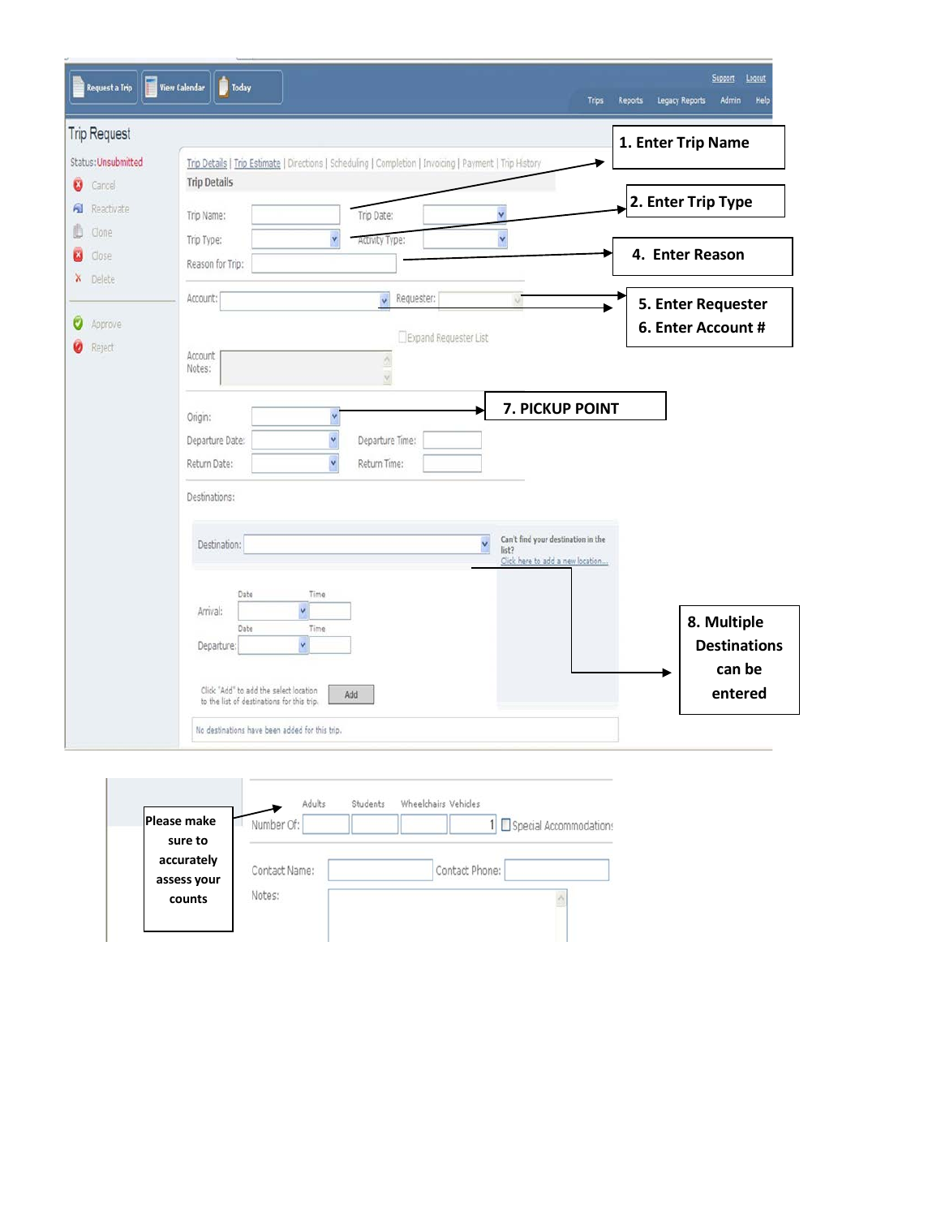Request a Trip | View Calendar | Today

Support | Logout

Trips | Reports | Legacy Reports | Admin | Help

## Trip Request

Status: Unsubmitted

- Cancel
- Reactivate
- Clone
- Close
- Delete
- Approve
- Reject

Trip Details | Trip Estimate | Directions | Scheduling | Completion | Invoicing | Payment | Trip History

**Trip Details**

Trip Name: ______ Trip Date: ______

Trip Type: ______ Activity Type: ______

Reason for Trip: ______

Account: ______ Requester: ______

Expand Requester List

Account Notes: ______

Origin: ______

Departure Date: ______ Departure Time: ______

Return Date: ______ Return Time: ______

Destinations:

Destination: ______ Can't find your destination in the list? Click here to add a new location...

Arrival: Date ______ Time ______

Departure: Date ______ Time ______

Click "Add" to add the select location to the list of destinations for this trip. Add

No destinations have been added for this trip.

**1. Enter Trip Name**

**2. Enter Trip Type**

**4. Enter Reason**

**5. Enter Requester**

**6. Enter Account #**

**7. PICKUP POINT**

**8. Multiple Destinations can be entered**

Number Of: Adults ______ Students ______ Wheelchairs ______ Vehicles 1 Special Accommodations

Contact Name: ______ Contact Phone: ______

Notes: ______

**Please make sure to accurately assess your counts**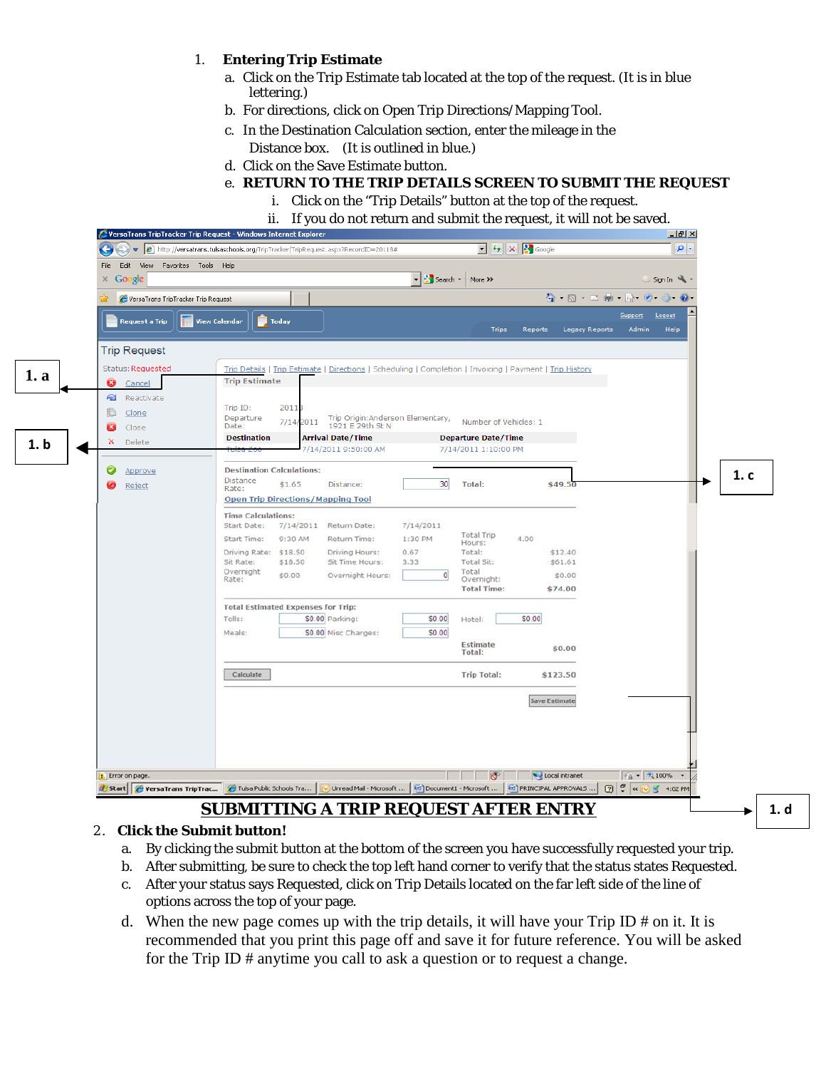1. **Entering Trip Estimate**
   a. Click on the Trip Estimate tab located at the top of the request. (It is in blue lettering.)
   b. For directions, click on Open Trip Directions/Mapping Tool.
   c. In the Destination Calculation section, enter the mileage in the Distance box. (It is outlined in blue.)
   d. Click on the Save Estimate button.
   e. **RETURN TO THE TRIP DETAILS SCREEN TO SUBMIT THE REQUEST**
      i. Click on the "Trip Details" button at the top of the request.
      ii. If you do not return and submit the request, it will not be saved.

1. a

1. b

1. c

1. d

## SUBMITTING A TRIP REQUEST AFTER ENTRY

2. **Click the Submit button!**
   a. By clicking the submit button at the bottom of the screen you have successfully requested your trip.
   b. After submitting, be sure to check the top left hand corner to verify that the status states Requested.
   c. After your status says Requested, click on Trip Details located on the far left side of the line of options across the top of your page.
   d. When the new page comes up with the trip details, it will have your Trip ID # on it. It is recommended that you print this page off and save it for future reference. You will be asked for the Trip ID # anytime you call to ask a question or to request a change.